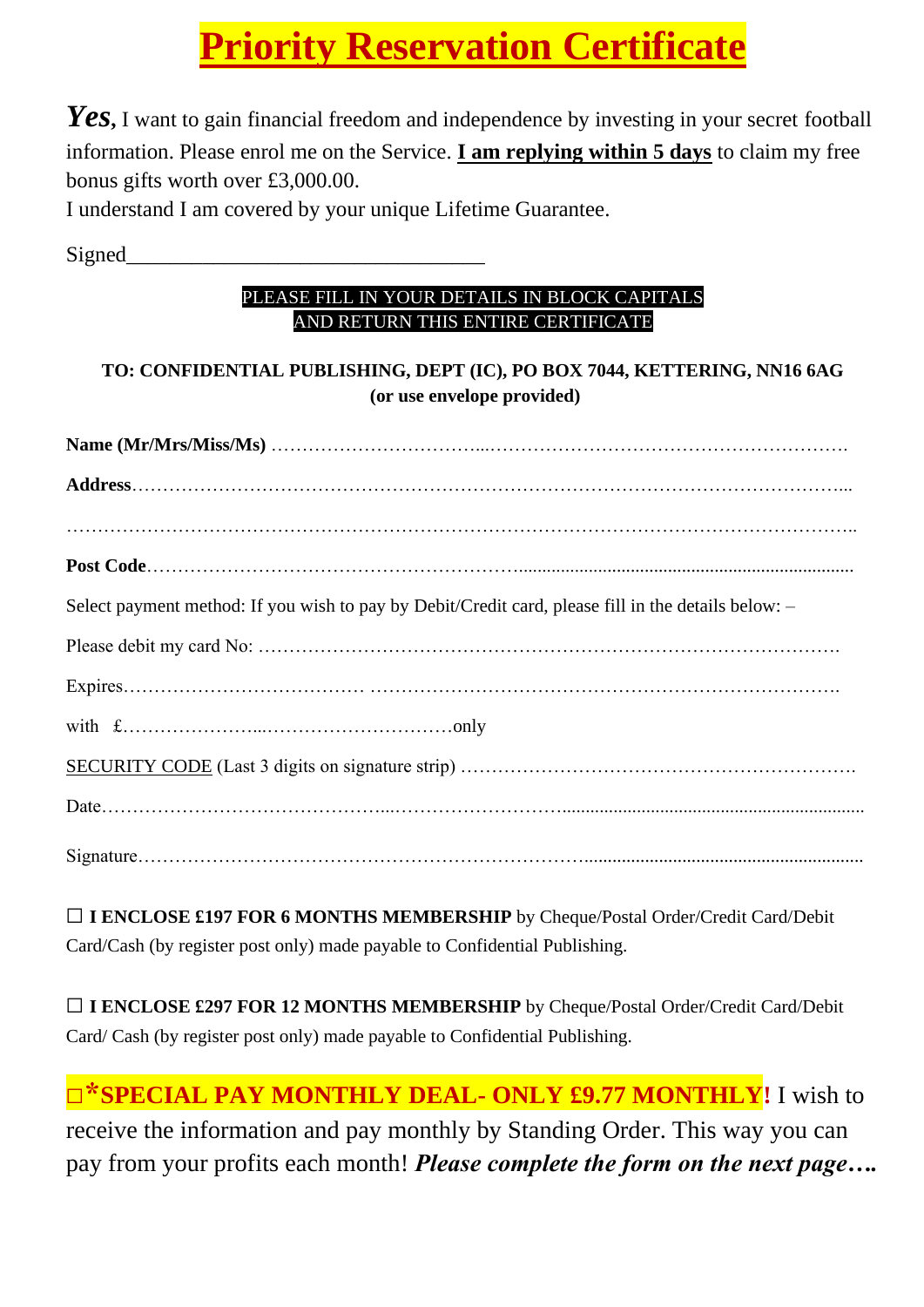# Priority Reservation Certificate

***Yes***, I want to gain financial freedom and independence by investing in your secret football information. Please enrol me on the Service. **I am replying within 5 days** to claim my free bonus gifts worth over £3,000.00.
I understand I am covered by your unique Lifetime Guarantee.

Signed________________________________

PLEASE FILL IN YOUR DETAILS IN BLOCK CAPITALS
AND RETURN THIS ENTIRE CERTIFICATE

**TO: CONFIDENTIAL PUBLISHING, DEPT (IC), PO BOX 7044, KETTERING, NN16 6AG**
**(or use envelope provided)**

**Name (Mr/Mrs/Miss/Ms)** ……………………………………………………………………………….

**Address**……………………………………………………………………………………………………...

……………………………………………………………………………………………………………..

**Post Code**…………………………………………………………………………………………………

Select payment method: If you wish to pay by Debit/Credit card, please fill in the details below: –

Please debit my card No: ……………………………………………………………………………….

Expires……………………………… …………………………………………………………………….

with £…………………...…………………………only

SECURITY CODE (Last 3 digits on signature strip) …………………………………………………….

Date……………………………………...……………………………………………………………………

Signature………………………………………………………………………………………………………

☐ **I ENCLOSE £197 FOR 6 MONTHS MEMBERSHIP** by Cheque/Postal Order/Credit Card/Debit Card/Cash (by register post only) made payable to Confidential Publishing.

☐ **I ENCLOSE £297 FOR 12 MONTHS MEMBERSHIP** by Cheque/Postal Order/Credit Card/Debit Card/ Cash (by register post only) made payable to Confidential Publishing.

☐ **\*SPECIAL PAY MONTHLY DEAL- ONLY £9.77 MONTHLY!** I wish to receive the information and pay monthly by Standing Order. This way you can pay from your profits each month! ***Please complete the form on the next page….***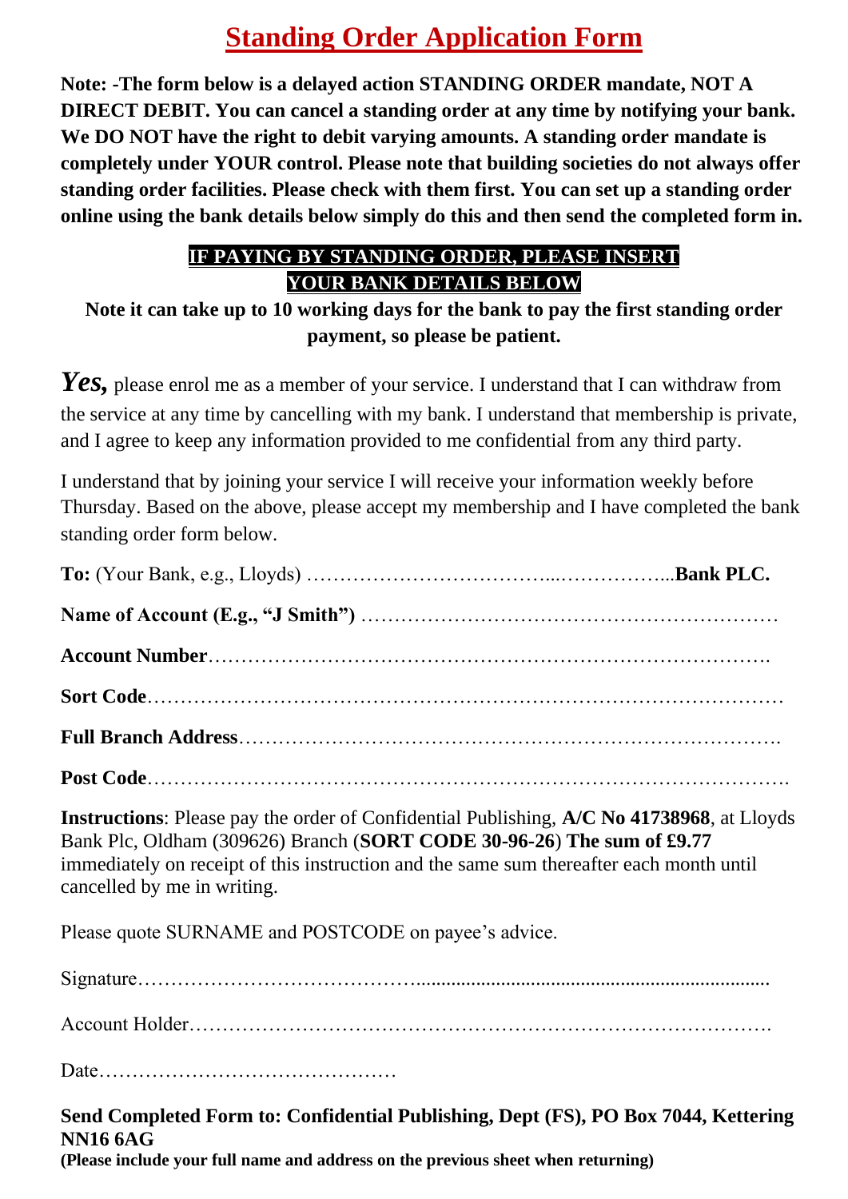# Standing Order Application Form

**Note: -The form below is a delayed action STANDING ORDER mandate, NOT A DIRECT DEBIT. You can cancel a standing order at any time by notifying your bank. We DO NOT have the right to debit varying amounts. A standing order mandate is completely under YOUR control. Please note that building societies do not always offer standing order facilities. Please check with them first. You can set up a standing order online using the bank details below simply do this and then send the completed form in.**

**IF PAYING BY STANDING ORDER, PLEASE INSERT YOUR BANK DETAILS BELOW**

**Note it can take up to 10 working days for the bank to pay the first standing order payment, so please be patient.**

***Yes,*** please enrol me as a member of your service. I understand that I can withdraw from the service at any time by cancelling with my bank. I understand that membership is private, and I agree to keep any information provided to me confidential from any third party.

I understand that by joining your service I will receive your information weekly before Thursday. Based on the above, please accept my membership and I have completed the bank standing order form below.

**To:** (Your Bank, e.g., Lloyds) …………………………………...……………...**Bank PLC.**

**Name of Account (E.g., "J Smith")** ……………………………………………………

**Account Number**……………………………………………………………………….

**Sort Code**………………………………………………………………………………

**Full Branch Address**……………………………………………………………………….

**Post Code**……………………………………………………………………………….

**Instructions**: Please pay the order of Confidential Publishing, **A/C No 41738968**, at Lloyds Bank Plc, Oldham (309626) Branch (**SORT CODE 30-96-26**) **The sum of £9.77** immediately on receipt of this instruction and the same sum thereafter each month until cancelled by me in writing.

Please quote SURNAME and POSTCODE on payee's advice.

Signature…………………………………........................................................................

Account Holder………………………………………………………………………….

Date…………………………………….

**Send Completed Form to: Confidential Publishing, Dept (FS), PO Box 7044, Kettering NN16 6AG**

**(Please include your full name and address on the previous sheet when returning)**